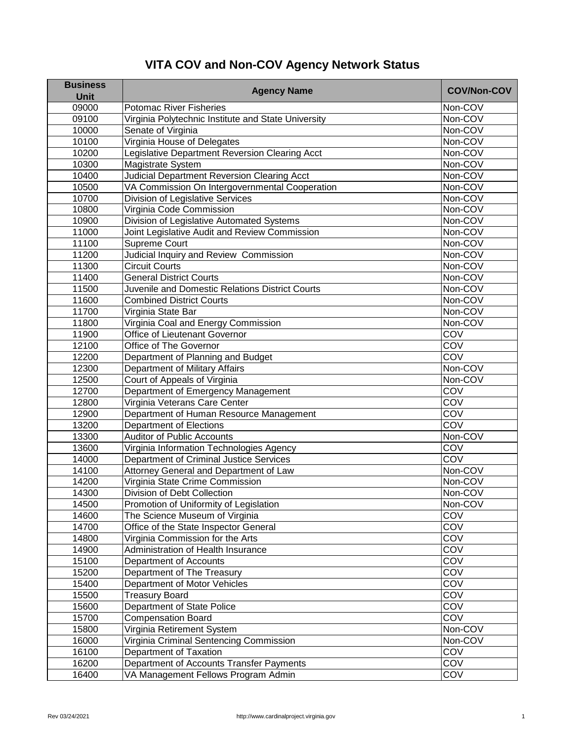# VITA COV and Non-COV Agency Network Status

| Business Unit | Agency Name | COV/Non-COV |
|---|---|---|
| 09000 | Potomac River Fisheries | Non-COV |
| 09100 | Virginia Polytechnic Institute and State University | Non-COV |
| 10000 | Senate of Virginia | Non-COV |
| 10100 | Virginia House of Delegates | Non-COV |
| 10200 | Legislative Department Reversion Clearing Acct | Non-COV |
| 10300 | Magistrate System | Non-COV |
| 10400 | Judicial Department Reversion Clearing Acct | Non-COV |
| 10500 | VA Commission On Intergovernmental Cooperation | Non-COV |
| 10700 | Division of Legislative Services | Non-COV |
| 10800 | Virginia Code Commission | Non-COV |
| 10900 | Division of Legislative Automated Systems | Non-COV |
| 11000 | Joint Legislative Audit and Review Commission | Non-COV |
| 11100 | Supreme Court | Non-COV |
| 11200 | Judicial Inquiry and Review Commission | Non-COV |
| 11300 | Circuit Courts | Non-COV |
| 11400 | General District Courts | Non-COV |
| 11500 | Juvenile and Domestic Relations District Courts | Non-COV |
| 11600 | Combined District Courts | Non-COV |
| 11700 | Virginia State Bar | Non-COV |
| 11800 | Virginia Coal and Energy Commission | Non-COV |
| 11900 | Office of Lieutenant Governor | COV |
| 12100 | Office of The Governor | COV |
| 12200 | Department of Planning and Budget | COV |
| 12300 | Department of Military Affairs | Non-COV |
| 12500 | Court of Appeals of Virginia | Non-COV |
| 12700 | Department of Emergency Management | COV |
| 12800 | Virginia Veterans Care Center | COV |
| 12900 | Department of Human Resource Management | COV |
| 13200 | Department of Elections | COV |
| 13300 | Auditor of Public Accounts | Non-COV |
| 13600 | Virginia Information Technologies Agency | COV |
| 14000 | Department of Criminal Justice Services | COV |
| 14100 | Attorney General and Department of Law | Non-COV |
| 14200 | Virginia State Crime Commission | Non-COV |
| 14300 | Division of Debt Collection | Non-COV |
| 14500 | Promotion of Uniformity of Legislation | Non-COV |
| 14600 | The Science Museum of Virginia | COV |
| 14700 | Office of the State Inspector General | COV |
| 14800 | Virginia Commission for the Arts | COV |
| 14900 | Administration of Health Insurance | COV |
| 15100 | Department of Accounts | COV |
| 15200 | Department of The Treasury | COV |
| 15400 | Department of Motor Vehicles | COV |
| 15500 | Treasury Board | COV |
| 15600 | Department of State Police | COV |
| 15700 | Compensation Board | COV |
| 15800 | Virginia Retirement System | Non-COV |
| 16000 | Virginia Criminal Sentencing Commission | Non-COV |
| 16100 | Department of Taxation | COV |
| 16200 | Department of Accounts Transfer Payments | COV |
| 16400 | VA Management Fellows Program Admin | COV |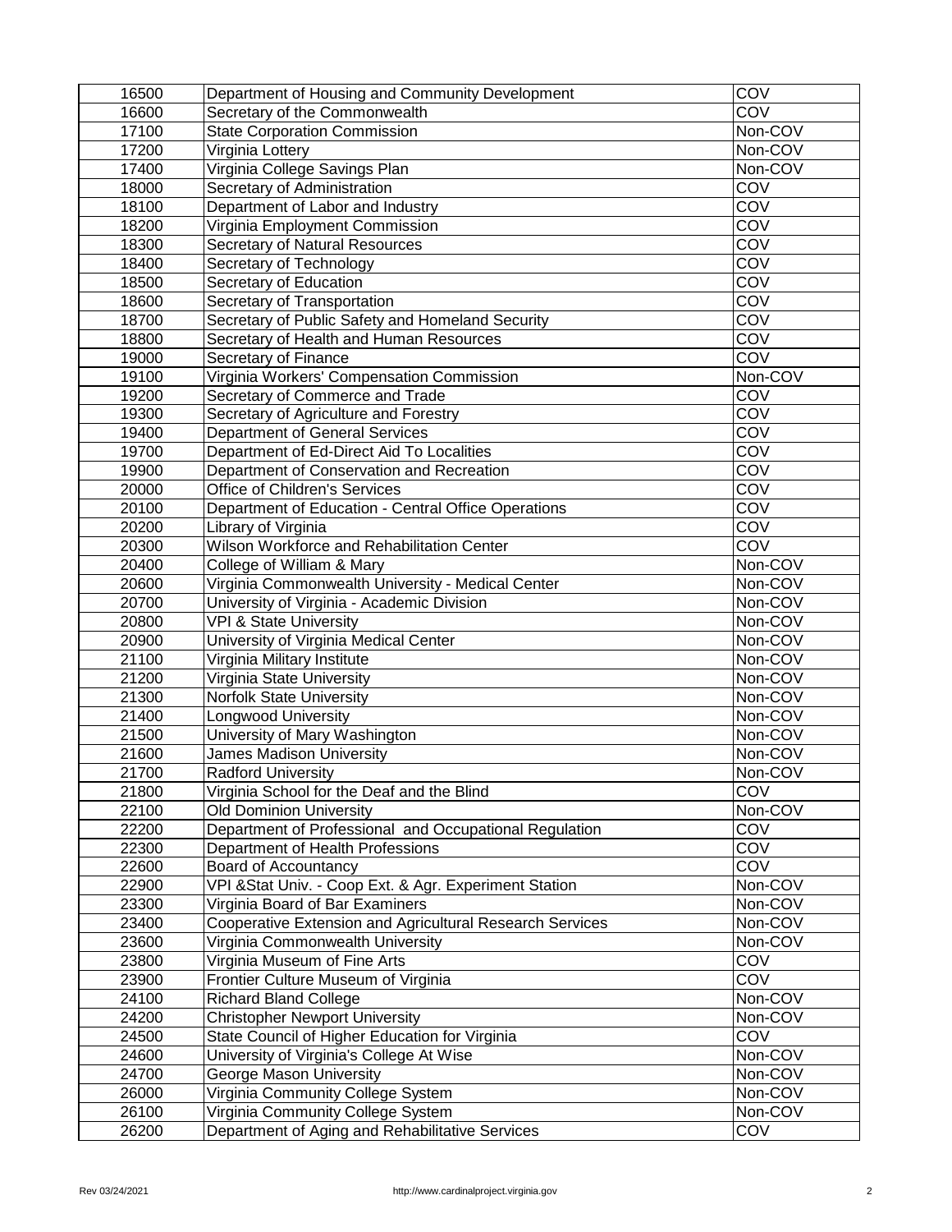| 16500 | Department of Housing and Community Development | COV |
|---|---|---|
| 16600 | Secretary of the Commonwealth | COV |
| 17100 | State Corporation Commission | Non-COV |
| 17200 | Virginia Lottery | Non-COV |
| 17400 | Virginia College Savings Plan | Non-COV |
| 18000 | Secretary of Administration | COV |
| 18100 | Department of Labor and Industry | COV |
| 18200 | Virginia Employment Commission | COV |
| 18300 | Secretary of Natural Resources | COV |
| 18400 | Secretary of Technology | COV |
| 18500 | Secretary of Education | COV |
| 18600 | Secretary of Transportation | COV |
| 18700 | Secretary of Public Safety and Homeland Security | COV |
| 18800 | Secretary of Health and Human Resources | COV |
| 19000 | Secretary of Finance | COV |
| 19100 | Virginia Workers' Compensation Commission | Non-COV |
| 19200 | Secretary of Commerce and Trade | COV |
| 19300 | Secretary of Agriculture and Forestry | COV |
| 19400 | Department of General Services | COV |
| 19700 | Department of Ed-Direct Aid To Localities | COV |
| 19900 | Department of Conservation and Recreation | COV |
| 20000 | Office of Children's Services | COV |
| 20100 | Department of Education - Central Office Operations | COV |
| 20200 | Library of Virginia | COV |
| 20300 | Wilson Workforce and Rehabilitation Center | COV |
| 20400 | College of William & Mary | Non-COV |
| 20600 | Virginia Commonwealth University - Medical Center | Non-COV |
| 20700 | University of Virginia - Academic Division | Non-COV |
| 20800 | VPI & State University | Non-COV |
| 20900 | University of Virginia Medical Center | Non-COV |
| 21100 | Virginia Military Institute | Non-COV |
| 21200 | Virginia State University | Non-COV |
| 21300 | Norfolk State University | Non-COV |
| 21400 | Longwood University | Non-COV |
| 21500 | University of Mary Washington | Non-COV |
| 21600 | James Madison University | Non-COV |
| 21700 | Radford University | Non-COV |
| 21800 | Virginia School for the Deaf and the Blind | COV |
| 22100 | Old Dominion University | Non-COV |
| 22200 | Department of Professional and Occupational Regulation | COV |
| 22300 | Department of Health Professions | COV |
| 22600 | Board of Accountancy | COV |
| 22900 | VPI &Stat Univ. - Coop Ext. & Agr. Experiment Station | Non-COV |
| 23300 | Virginia Board of Bar Examiners | Non-COV |
| 23400 | Cooperative Extension and Agricultural Research Services | Non-COV |
| 23600 | Virginia Commonwealth University | Non-COV |
| 23800 | Virginia Museum of Fine Arts | COV |
| 23900 | Frontier Culture Museum of Virginia | COV |
| 24100 | Richard Bland College | Non-COV |
| 24200 | Christopher Newport University | Non-COV |
| 24500 | State Council of Higher Education for Virginia | COV |
| 24600 | University of Virginia's College At Wise | Non-COV |
| 24700 | George Mason University | Non-COV |
| 26000 | Virginia Community College System | Non-COV |
| 26100 | Virginia Community College System | Non-COV |
| 26200 | Department of Aging and Rehabilitative Services | COV |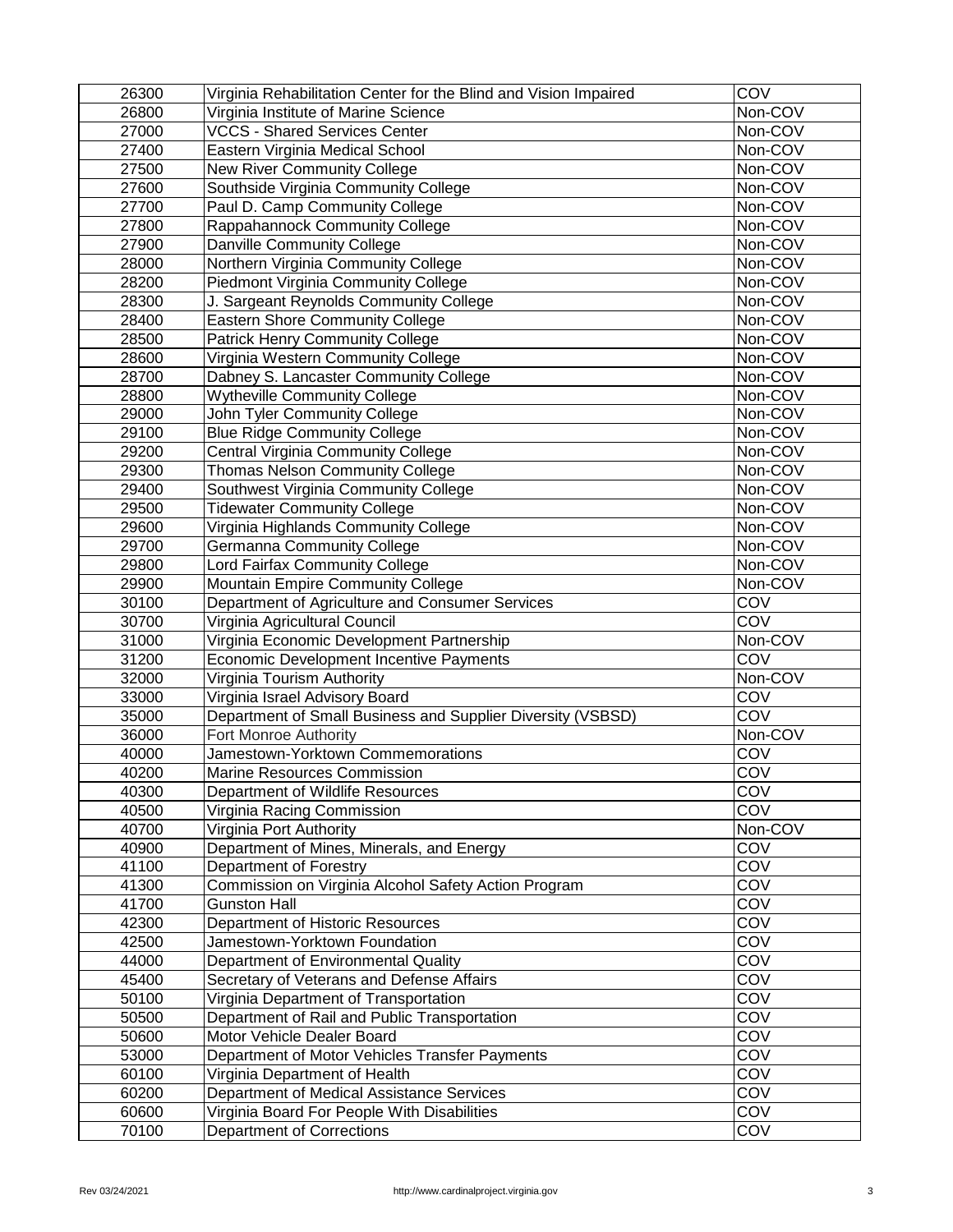| | | |
|---|---|---|
| 26300 | Virginia Rehabilitation Center for the Blind and Vision Impaired | COV |
| 26800 | Virginia Institute of Marine Science | Non-COV |
| 27000 | VCCS - Shared Services Center | Non-COV |
| 27400 | Eastern Virginia Medical School | Non-COV |
| 27500 | New River Community College | Non-COV |
| 27600 | Southside Virginia Community College | Non-COV |
| 27700 | Paul D. Camp Community College | Non-COV |
| 27800 | Rappahannock Community College | Non-COV |
| 27900 | Danville Community College | Non-COV |
| 28000 | Northern Virginia Community College | Non-COV |
| 28200 | Piedmont Virginia Community College | Non-COV |
| 28300 | J. Sargeant Reynolds Community College | Non-COV |
| 28400 | Eastern Shore Community College | Non-COV |
| 28500 | Patrick Henry Community College | Non-COV |
| 28600 | Virginia Western Community College | Non-COV |
| 28700 | Dabney S. Lancaster Community College | Non-COV |
| 28800 | Wytheville Community College | Non-COV |
| 29000 | John Tyler Community College | Non-COV |
| 29100 | Blue Ridge Community College | Non-COV |
| 29200 | Central Virginia Community College | Non-COV |
| 29300 | Thomas Nelson Community College | Non-COV |
| 29400 | Southwest Virginia Community College | Non-COV |
| 29500 | Tidewater Community College | Non-COV |
| 29600 | Virginia Highlands Community College | Non-COV |
| 29700 | Germanna Community College | Non-COV |
| 29800 | Lord Fairfax Community College | Non-COV |
| 29900 | Mountain Empire Community College | Non-COV |
| 30100 | Department of Agriculture and Consumer Services | COV |
| 30700 | Virginia Agricultural Council | COV |
| 31000 | Virginia Economic Development Partnership | Non-COV |
| 31200 | Economic Development Incentive Payments | COV |
| 32000 | Virginia Tourism Authority | Non-COV |
| 33000 | Virginia Israel Advisory Board | COV |
| 35000 | Department of Small Business and Supplier Diversity (VSBSD) | COV |
| 36000 | Fort Monroe Authority | Non-COV |
| 40000 | Jamestown-Yorktown Commemorations | COV |
| 40200 | Marine Resources Commission | COV |
| 40300 | Department of Wildlife Resources | COV |
| 40500 | Virginia Racing Commission | COV |
| 40700 | Virginia Port Authority | Non-COV |
| 40900 | Department of Mines, Minerals, and Energy | COV |
| 41100 | Department of Forestry | COV |
| 41300 | Commission on Virginia Alcohol Safety Action Program | COV |
| 41700 | Gunston Hall | COV |
| 42300 | Department of Historic Resources | COV |
| 42500 | Jamestown-Yorktown Foundation | COV |
| 44000 | Department of Environmental Quality | COV |
| 45400 | Secretary of Veterans and Defense Affairs | COV |
| 50100 | Virginia Department of Transportation | COV |
| 50500 | Department of Rail and Public Transportation | COV |
| 50600 | Motor Vehicle Dealer Board | COV |
| 53000 | Department of Motor Vehicles Transfer Payments | COV |
| 60100 | Virginia Department of Health | COV |
| 60200 | Department of Medical Assistance Services | COV |
| 60600 | Virginia Board For People With Disabilities | COV |
| 70100 | Department of Corrections | COV |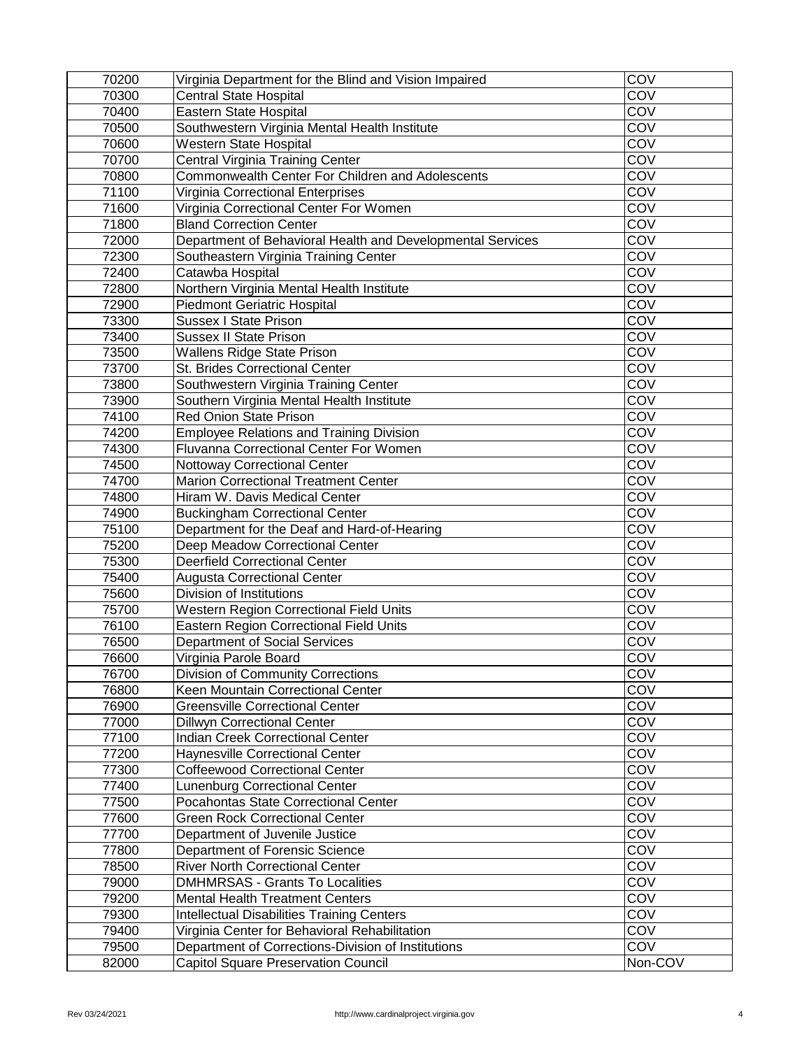| | | |
|---|---|---|
| 70200 | Virginia Department for the Blind and Vision Impaired | COV |
| 70300 | Central State Hospital | COV |
| 70400 | Eastern State Hospital | COV |
| 70500 | Southwestern Virginia Mental Health Institute | COV |
| 70600 | Western State Hospital | COV |
| 70700 | Central Virginia Training Center | COV |
| 70800 | Commonwealth Center For Children and Adolescents | COV |
| 71100 | Virginia Correctional Enterprises | COV |
| 71600 | Virginia Correctional Center For Women | COV |
| 71800 | Bland Correction Center | COV |
| 72000 | Department of Behavioral Health and Developmental Services | COV |
| 72300 | Southeastern Virginia Training Center | COV |
| 72400 | Catawba Hospital | COV |
| 72800 | Northern Virginia Mental Health Institute | COV |
| 72900 | Piedmont Geriatric Hospital | COV |
| 73300 | Sussex I State Prison | COV |
| 73400 | Sussex II State Prison | COV |
| 73500 | Wallens Ridge State Prison | COV |
| 73700 | St. Brides Correctional Center | COV |
| 73800 | Southwestern Virginia Training Center | COV |
| 73900 | Southern Virginia Mental Health Institute | COV |
| 74100 | Red Onion State Prison | COV |
| 74200 | Employee Relations and Training Division | COV |
| 74300 | Fluvanna Correctional Center For Women | COV |
| 74500 | Nottoway Correctional Center | COV |
| 74700 | Marion Correctional Treatment Center | COV |
| 74800 | Hiram W. Davis Medical Center | COV |
| 74900 | Buckingham Correctional Center | COV |
| 75100 | Department for the Deaf and Hard-of-Hearing | COV |
| 75200 | Deep Meadow Correctional Center | COV |
| 75300 | Deerfield Correctional Center | COV |
| 75400 | Augusta Correctional Center | COV |
| 75600 | Division of Institutions | COV |
| 75700 | Western Region Correctional Field Units | COV |
| 76100 | Eastern Region Correctional Field Units | COV |
| 76500 | Department of Social Services | COV |
| 76600 | Virginia Parole Board | COV |
| 76700 | Division of Community Corrections | COV |
| 76800 | Keen Mountain Correctional Center | COV |
| 76900 | Greensville Correctional Center | COV |
| 77000 | Dillwyn Correctional Center | COV |
| 77100 | Indian Creek Correctional Center | COV |
| 77200 | Haynesville Correctional Center | COV |
| 77300 | Coffeewood Correctional Center | COV |
| 77400 | Lunenburg Correctional Center | COV |
| 77500 | Pocahontas State Correctional Center | COV |
| 77600 | Green Rock Correctional Center | COV |
| 77700 | Department of Juvenile Justice | COV |
| 77800 | Department of Forensic Science | COV |
| 78500 | River North Correctional Center | COV |
| 79000 | DMHMRSAS - Grants To Localities | COV |
| 79200 | Mental Health Treatment Centers | COV |
| 79300 | Intellectual Disabilities Training Centers | COV |
| 79400 | Virginia Center for Behavioral Rehabilitation | COV |
| 79500 | Department of Corrections-Division of Institutions | COV |
| 82000 | Capitol Square Preservation Council | Non-COV |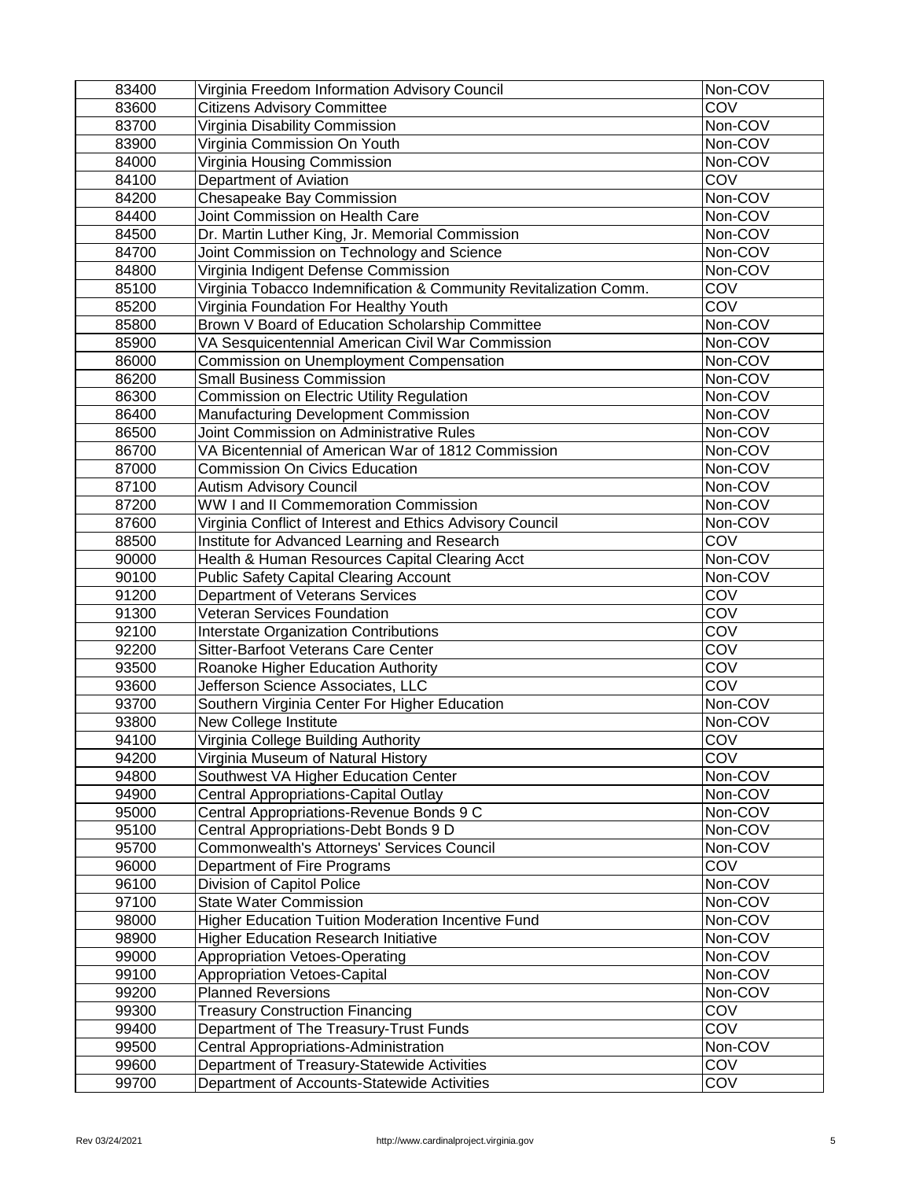| 83400 | Virginia Freedom Information Advisory Council | Non-COV |
|---|---|---|
| 83600 | Citizens Advisory Committee | COV |
| 83700 | Virginia Disability Commission | Non-COV |
| 83900 | Virginia Commission On Youth | Non-COV |
| 84000 | Virginia Housing Commission | Non-COV |
| 84100 | Department of Aviation | COV |
| 84200 | Chesapeake Bay Commission | Non-COV |
| 84400 | Joint Commission on Health Care | Non-COV |
| 84500 | Dr. Martin Luther King, Jr. Memorial Commission | Non-COV |
| 84700 | Joint Commission on Technology and Science | Non-COV |
| 84800 | Virginia Indigent Defense Commission | Non-COV |
| 85100 | Virginia Tobacco Indemnification & Community Revitalization Comm. | COV |
| 85200 | Virginia Foundation For Healthy Youth | COV |
| 85800 | Brown V Board of Education Scholarship Committee | Non-COV |
| 85900 | VA Sesquicentennial American Civil War Commission | Non-COV |
| 86000 | Commission on Unemployment Compensation | Non-COV |
| 86200 | Small Business Commission | Non-COV |
| 86300 | Commission on Electric Utility Regulation | Non-COV |
| 86400 | Manufacturing Development Commission | Non-COV |
| 86500 | Joint Commission on Administrative Rules | Non-COV |
| 86700 | VA Bicentennial of American War of 1812 Commission | Non-COV |
| 87000 | Commission On Civics Education | Non-COV |
| 87100 | Autism Advisory Council | Non-COV |
| 87200 | WW I and II Commemoration Commission | Non-COV |
| 87600 | Virginia Conflict of Interest and Ethics Advisory Council | Non-COV |
| 88500 | Institute for Advanced Learning and Research | COV |
| 90000 | Health & Human Resources Capital Clearing Acct | Non-COV |
| 90100 | Public Safety Capital Clearing Account | Non-COV |
| 91200 | Department of Veterans Services | COV |
| 91300 | Veteran Services Foundation | COV |
| 92100 | Interstate Organization Contributions | COV |
| 92200 | Sitter-Barfoot Veterans Care Center | COV |
| 93500 | Roanoke Higher Education Authority | COV |
| 93600 | Jefferson Science Associates, LLC | COV |
| 93700 | Southern Virginia Center For Higher Education | Non-COV |
| 93800 | New College Institute | Non-COV |
| 94100 | Virginia College Building Authority | COV |
| 94200 | Virginia Museum of Natural History | COV |
| 94800 | Southwest VA Higher Education Center | Non-COV |
| 94900 | Central Appropriations-Capital Outlay | Non-COV |
| 95000 | Central Appropriations-Revenue Bonds 9 C | Non-COV |
| 95100 | Central Appropriations-Debt Bonds 9 D | Non-COV |
| 95700 | Commonwealth's Attorneys' Services Council | Non-COV |
| 96000 | Department of Fire Programs | COV |
| 96100 | Division of Capitol Police | Non-COV |
| 97100 | State Water Commission | Non-COV |
| 98000 | Higher Education Tuition Moderation Incentive Fund | Non-COV |
| 98900 | Higher Education Research Initiative | Non-COV |
| 99000 | Appropriation Vetoes-Operating | Non-COV |
| 99100 | Appropriation Vetoes-Capital | Non-COV |
| 99200 | Planned Reversions | Non-COV |
| 99300 | Treasury Construction Financing | COV |
| 99400 | Department of The Treasury-Trust Funds | COV |
| 99500 | Central Appropriations-Administration | Non-COV |
| 99600 | Department of Treasury-Statewide Activities | COV |
| 99700 | Department of Accounts-Statewide Activities | COV |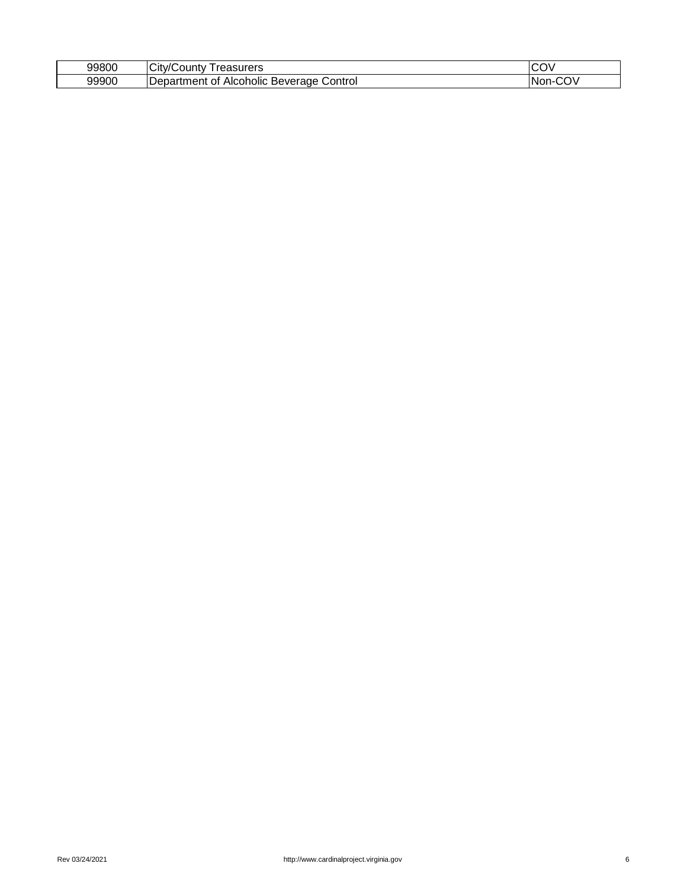| | | |
|---|---|---|
| 99800 | City/County Treasurers | COV |
| 99900 | Department of Alcoholic Beverage Control | Non-COV |